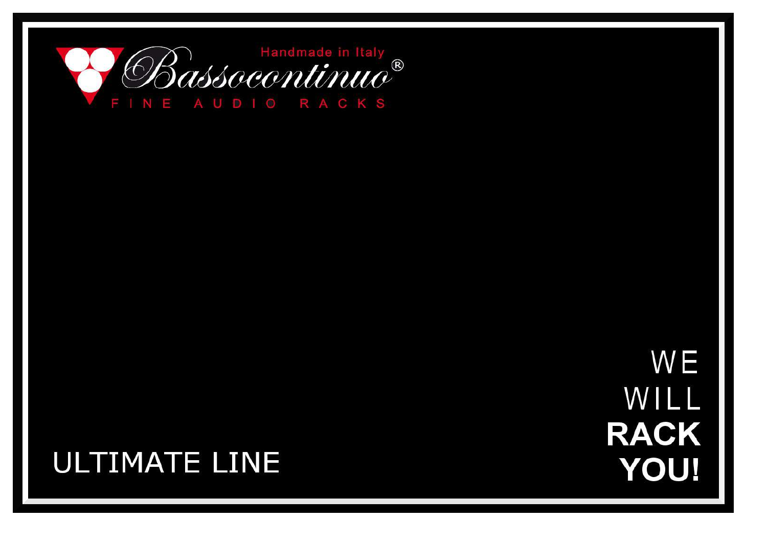Handmade in Italy

# Bassocontinuo®

FINE AUDIO RACKS

## ULTIMATE LINE

WE
WILL
**RACK**
**YOU!**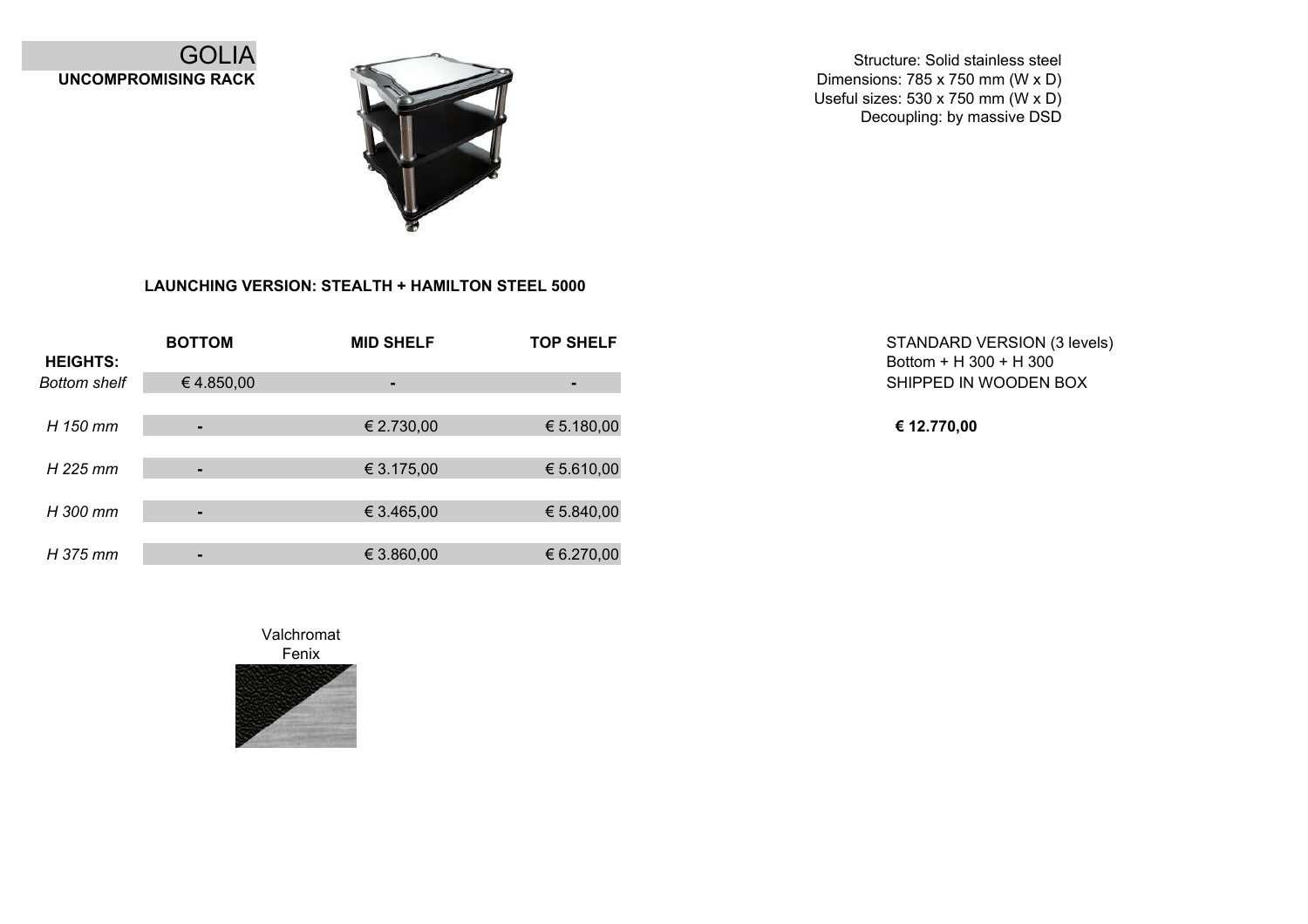# GOLIA

**UNCOMPROMISING RACK**

Structure: Solid stainless steel
Dimensions: 785 x 750 mm (W x D)
Useful sizes: 530 x 750 mm (W x D)
Decoupling: by massive DSD

**LAUNCHING VERSION: STEALTH + HAMILTON STEEL 5000**

| HEIGHTS: | BOTTOM | MID SHELF | TOP SHELF |
|---|---|---|---|
| *Bottom shelf* | € 4.850,00 | - | - |
| *H 150 mm* | - | € 2.730,00 | € 5.180,00 |
| *H 225 mm* | - | € 3.175,00 | € 5.610,00 |
| *H 300 mm* | - | € 3.465,00 | € 5.840,00 |
| *H 375 mm* | - | € 3.860,00 | € 6.270,00 |

STANDARD VERSION (3 levels)
Bottom + H 300 + H 300
SHIPPED IN WOODEN BOX

**€ 12.770,00**

Valchromat
Fenix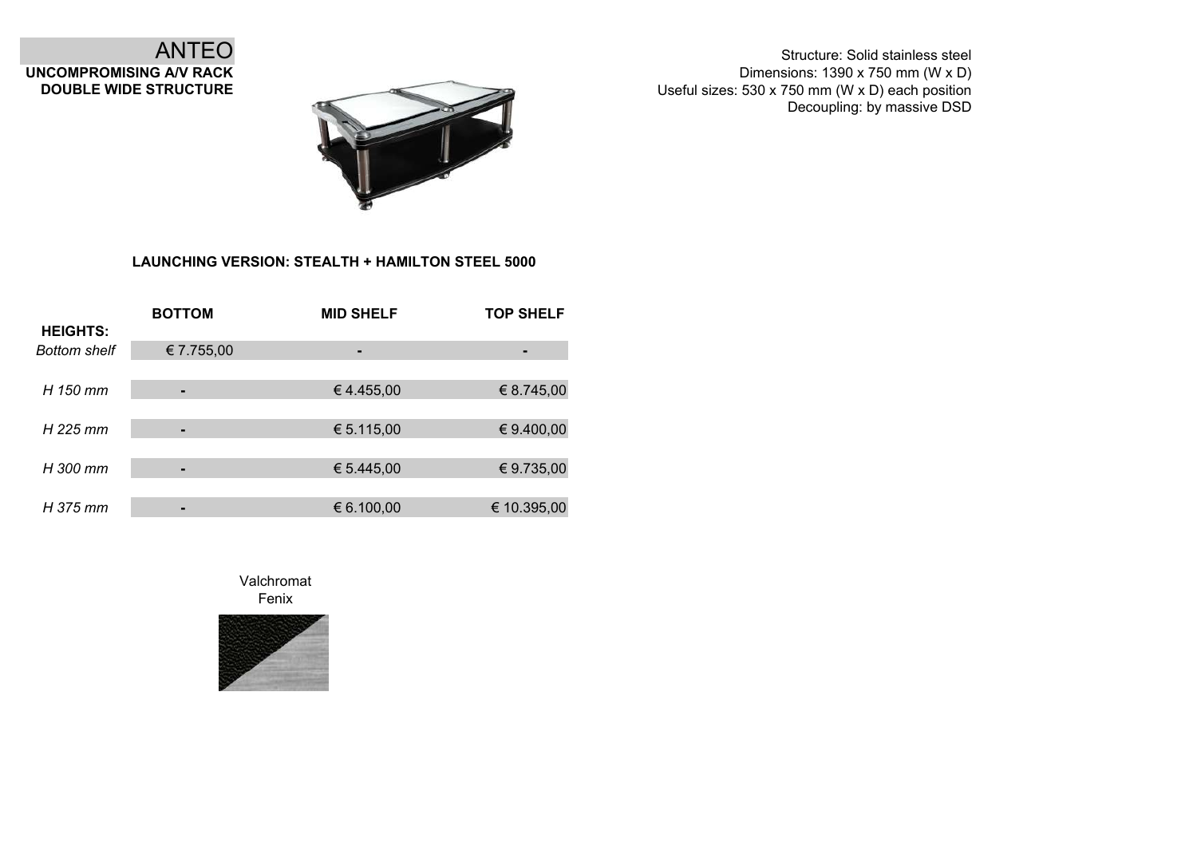# ANTEO

**UNCOMPROMISING A/V RACK**
**DOUBLE WIDE STRUCTURE**

Structure: Solid stainless steel
Dimensions: 1390 x 750 mm (W x D)
Useful sizes: 530 x 750 mm (W x D) each position
Decoupling: by massive DSD

**LAUNCHING VERSION: STEALTH + HAMILTON STEEL 5000**

| HEIGHTS: | BOTTOM | MID SHELF | TOP SHELF |
|---|---|---|---|
| *Bottom shelf* | € 7.755,00 | - | - |
| *H 150 mm* | - | € 4.455,00 | € 8.745,00 |
| *H 225 mm* | - | € 5.115,00 | € 9.400,00 |
| *H 300 mm* | - | € 5.445,00 | € 9.735,00 |
| *H 375 mm* | - | € 6.100,00 | € 10.395,00 |

Valchromat
Fenix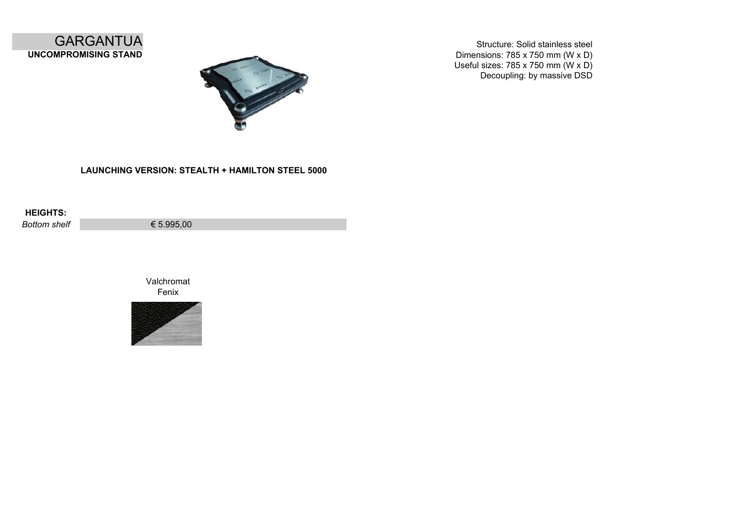# GARGANTUA

**UNCOMPROMISING STAND**

Structure: Solid stainless steel
Dimensions: 785 x 750 mm (W x D)
Useful sizes: 785 x 750 mm (W x D)
Decoupling: by massive DSD

**LAUNCHING VERSION: STEALTH + HAMILTON STEEL 5000**

**HEIGHTS:**

| *Bottom shelf* | € 5.995,00 |
|---|---|

Valchromat
Fenix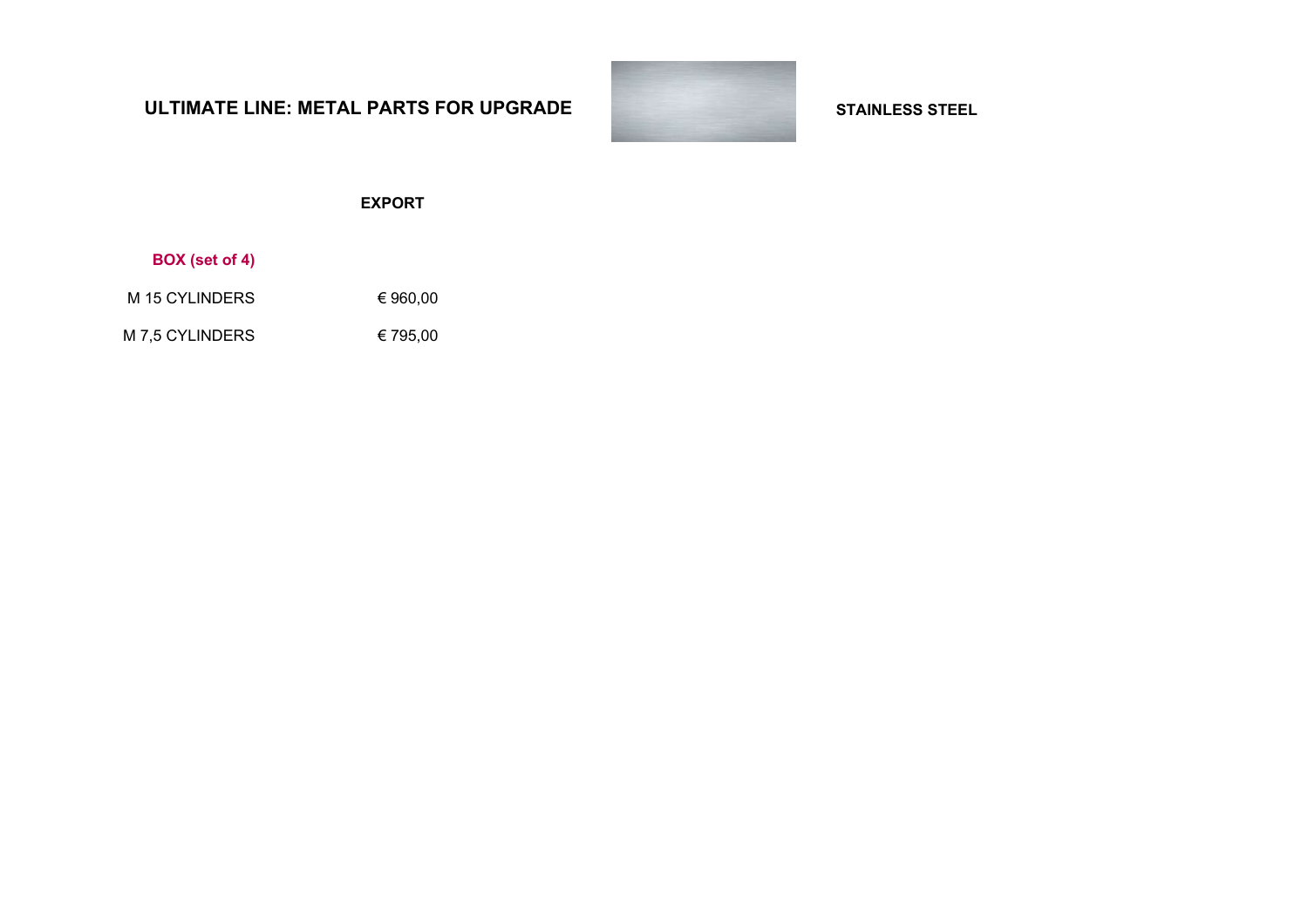## ULTIMATE LINE: METAL PARTS FOR UPGRADE

**STAINLESS STEEL**

| | EXPORT |
|---|---|
| **BOX (set of 4)** | |
| M 15 CYLINDERS | € 960,00 |
| M 7,5 CYLINDERS | € 795,00 |